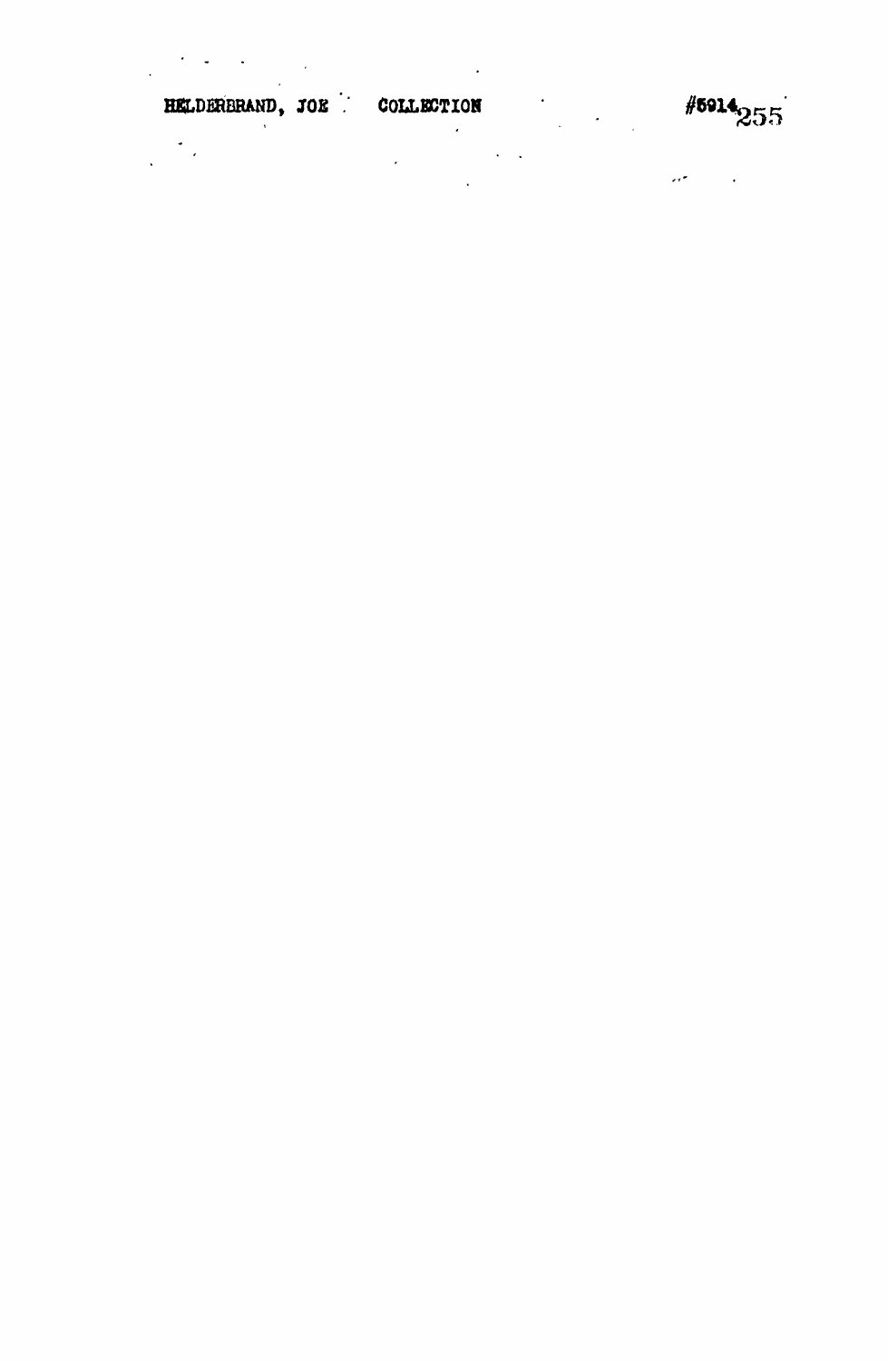HELDERBRAND, JOE COLLECTION #5914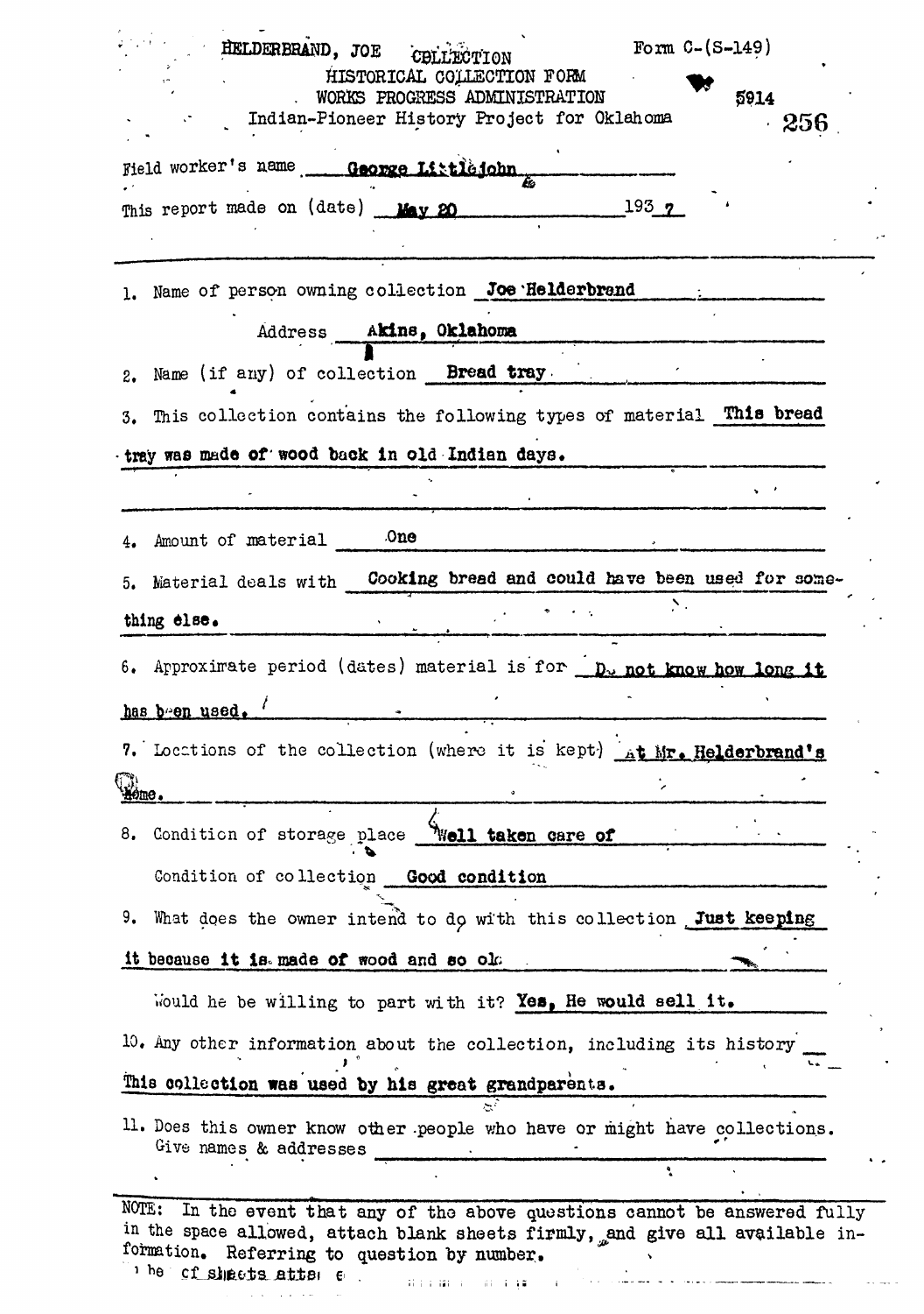HELDERBRAND, JOE COLLECTION

Form C-(S-149)

HISTORICAL COLLECTION FORM
WORKS PROGRESS ADMINISTRATION
Indian-Pioneer History Project for Oklahoma

5914

256

Field worker's name **George Littlejohn**

This report made on (date) **May 20** 193**7**

---

1. Name of person owning collection **Joe Helderbrand**

   Address **Akins, Oklahoma**

2. Name (if any) of collection **Bread tray**

3. This collection contains the following types of material **This bread tray was made of wood back in old Indian days.**

4. Amount of material **One**

5. Material deals with **Cooking bread and could have been used for something else.**

6. Approximate period (dates) material is for **Do not know how long it has been used.**

7. Locations of the collection (where it is kept) **At Mr. Helderbrand's Home.**

8. Condition of storage place **Well taken care of**

   Condition of collection **Good condition**

9. What does the owner intend to do with this collection **Just keeping it because it is made of wood and so old**

   Would he be willing to part with it? **Yes, He would sell it.**

10. Any other information about the collection, including its history **This collection was used by his great grandparents.**

11. Does this owner know other people who have or might have collections. Give names & addresses

---

NOTE: In the event that any of the above questions cannot be answered fully in the space allowed, attach blank sheets firmly, and give all available information. Referring to question by number.

The cf sheets atta e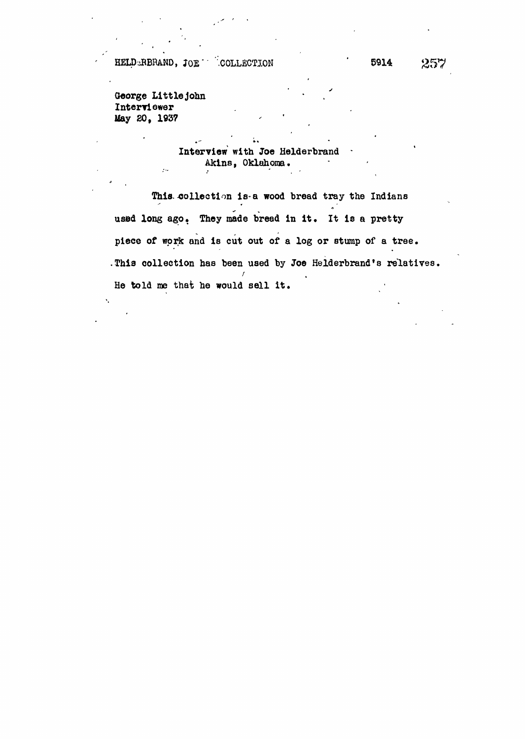George Littlejohn
Interviewer
May 20, 1937

Interview with Joe Helderbrand
Akins, Oklahoma.

This collection is a wood bread tray the Indians used long ago. They made bread in it. It is a pretty piece of work and is cut out of a log or stump of a tree. This collection has been used by Joe Helderbrand's relatives. He told me that he would sell it.